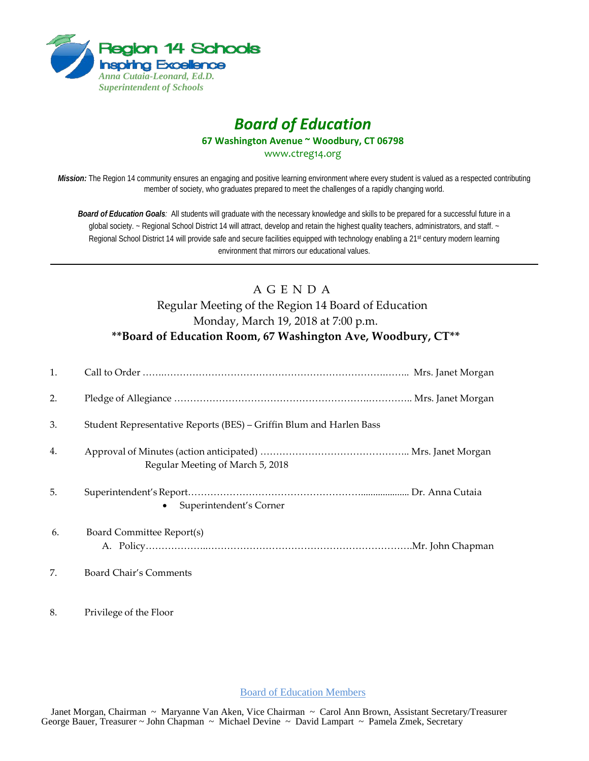Region 14 Schools
Inspiring Excellence
*Anna Cutaia-Leonard, Ed.D.*
*Superintendent of Schools*

# *Board of Education*

**67 Washington Avenue ~ Woodbury, CT 06798**

www.ctreg14.org

***Mission:*** The Region 14 community ensures an engaging and positive learning environment where every student is valued as a respected contributing member of society, who graduates prepared to meet the challenges of a rapidly changing world.

***Board of Education Goals**:* All students will graduate with the necessary knowledge and skills to be prepared for a successful future in a global society. ~ Regional School District 14 will attract, develop and retain the highest quality teachers, administrators, and staff. ~ Regional School District 14 will provide safe and secure facilities equipped with technology enabling a 21st century modern learning environment that mirrors our educational values.

---

## A G E N D A

Regular Meeting of the Region 14 Board of Education
Monday, March 19, 2018 at 7:00 p.m.
**\*\*Board of Education Room, 67 Washington Ave, Woodbury, CT\*\***

1. Call to Order …………………………………………………………………………….. Mrs. Janet Morgan

2. Pledge of Allegiance ……………………………………………………………….. Mrs. Janet Morgan

3. Student Representative Reports (BES) – Griffin Blum and Harlen Bass

4. Approval of Minutes (action anticipated) ……………………………………….. Mrs. Janet Morgan
   Regular Meeting of March 5, 2018

5. Superintendent's Report………………………………………………….................. Dr. Anna Cutaia
   - Superintendent's Corner

6. Board Committee Report(s)
   A. Policy……………………………………………………………………………….Mr. John Chapman

7. Board Chair's Comments

8. Privilege of the Floor

Board of Education Members

Janet Morgan, Chairman ~ Maryanne Van Aken, Vice Chairman ~ Carol Ann Brown, Assistant Secretary/Treasurer
George Bauer, Treasurer ~ John Chapman ~ Michael Devine ~ David Lampart ~ Pamela Zmek, Secretary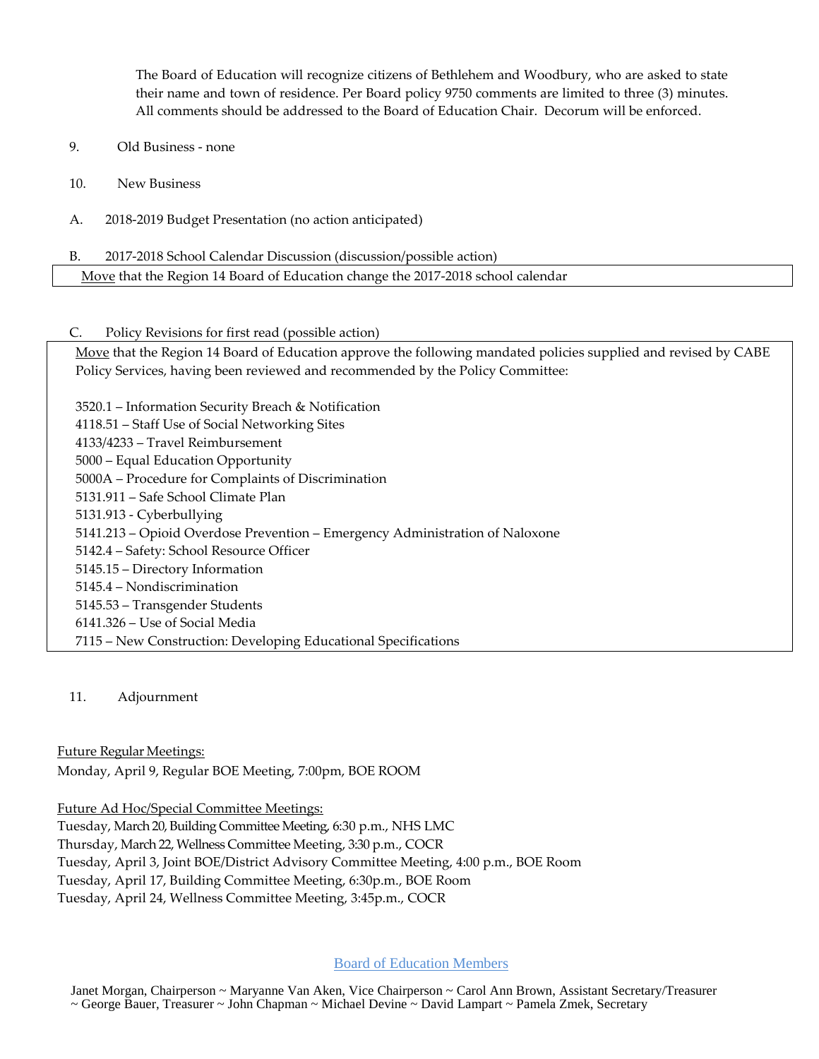The Board of Education will recognize citizens of Bethlehem and Woodbury, who are asked to state their name and town of residence. Per Board policy 9750 comments are limited to three (3) minutes. All comments should be addressed to the Board of Education Chair. Decorum will be enforced.

9. Old Business - none

10. New Business

A. 2018-2019 Budget Presentation (no action anticipated)

B. 2017-2018 School Calendar Discussion (discussion/possible action)

<u>Move</u> that the Region 14 Board of Education change the 2017-2018 school calendar

C. Policy Revisions for first read (possible action)

<u>Move</u> that the Region 14 Board of Education approve the following mandated policies supplied and revised by CABE Policy Services, having been reviewed and recommended by the Policy Committee:

3520.1 – Information Security Breach & Notification
4118.51 – Staff Use of Social Networking Sites
4133/4233 – Travel Reimbursement
5000 – Equal Education Opportunity
5000A – Procedure for Complaints of Discrimination
5131.911 – Safe School Climate Plan
5131.913 - Cyberbullying
5141.213 – Opioid Overdose Prevention – Emergency Administration of Naloxone
5142.4 – Safety: School Resource Officer
5145.15 – Directory Information
5145.4 – Nondiscrimination
5145.53 – Transgender Students
6141.326 – Use of Social Media
7115 – New Construction: Developing Educational Specifications

11. Adjournment

<u>Future Regular Meetings:</u>
Monday, April 9, Regular BOE Meeting, 7:00pm, BOE ROOM

<u>Future Ad Hoc/Special Committee Meetings:</u>
Tuesday, March 20, Building Committee Meeting, 6:30 p.m., NHS LMC
Thursday, March 22, Wellness Committee Meeting, 3:30 p.m., COCR
Tuesday, April 3, Joint BOE/District Advisory Committee Meeting, 4:00 p.m., BOE Room
Tuesday, April 17, Building Committee Meeting, 6:30p.m., BOE Room
Tuesday, April 24, Wellness Committee Meeting, 3:45p.m., COCR

Board of Education Members

Janet Morgan, Chairperson ~ Maryanne Van Aken, Vice Chairperson ~ Carol Ann Brown, Assistant Secretary/Treasurer ~ George Bauer, Treasurer ~ John Chapman ~ Michael Devine ~ David Lampart ~ Pamela Zmek, Secretary